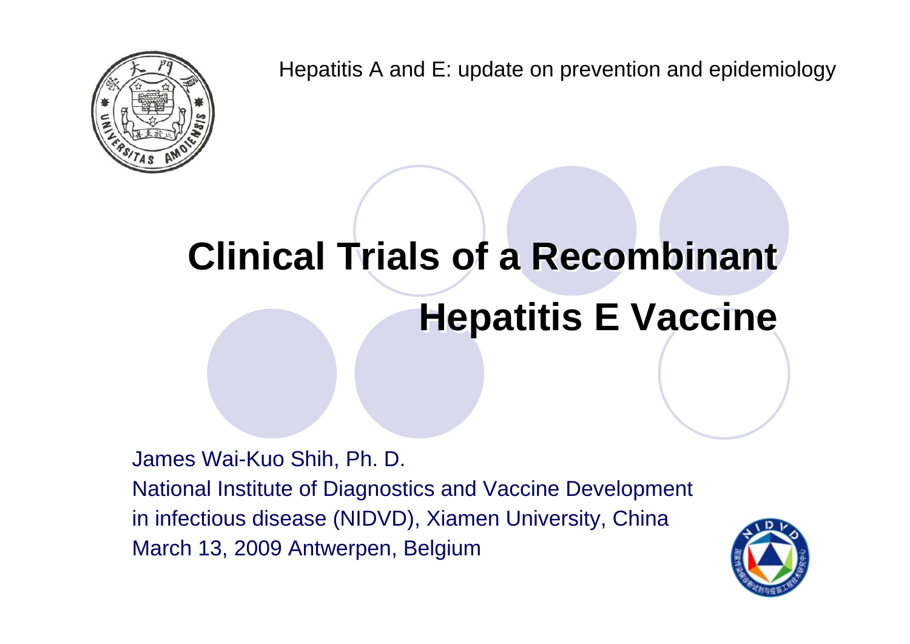Hepatitis A and E: update on prevention and epidemiology

# Clinical Trials of a Recombinant Hepatitis E Vaccine

James Wai-Kuo Shih, Ph. D.
National Institute of Diagnostics and Vaccine Development in infectious disease (NIDVD), Xiamen University, China
March 13, 2009 Antwerpen, Belgium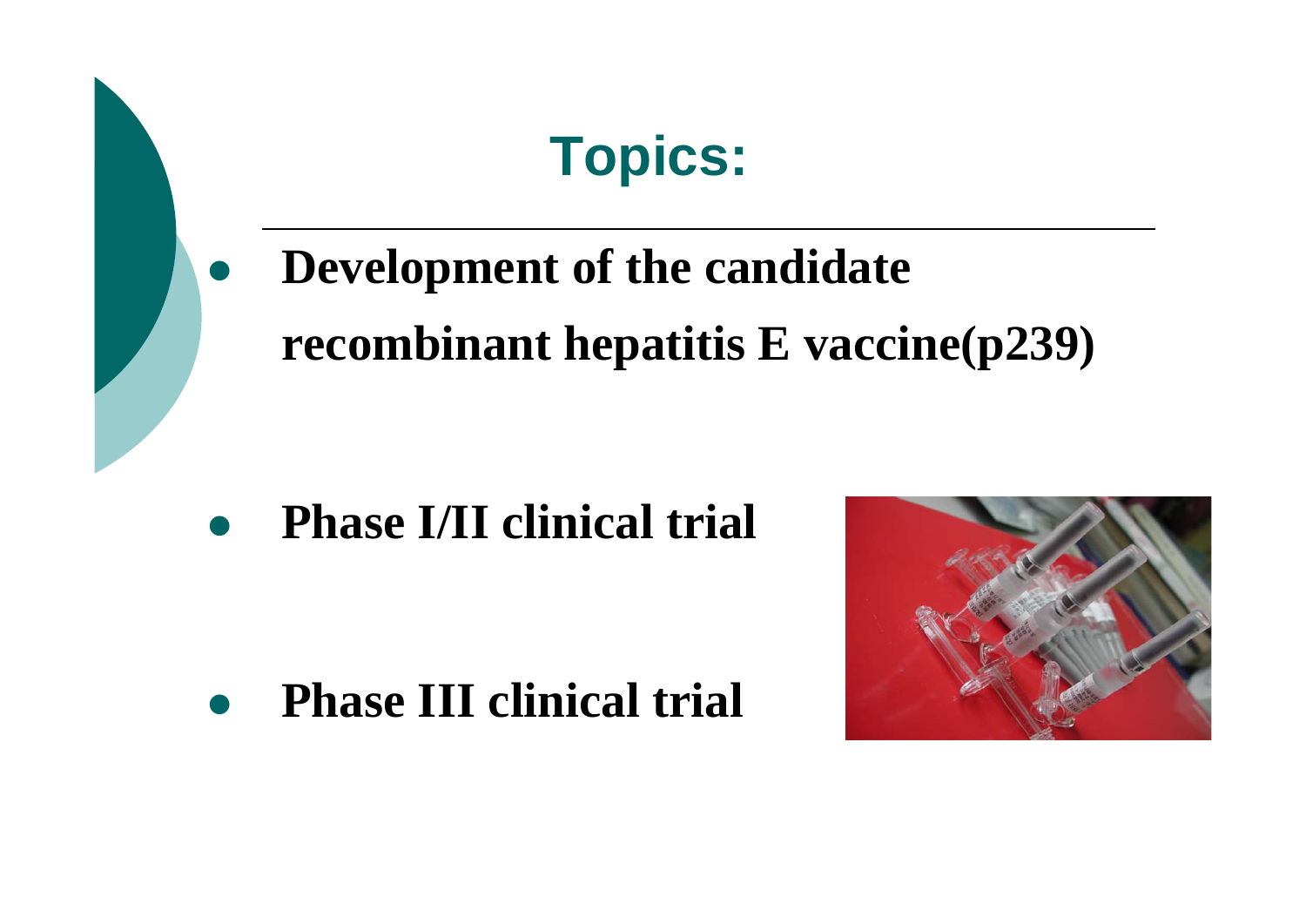# Topics:

- **Development of the candidate recombinant hepatitis E vaccine(p239)**
- **Phase I/II clinical trial**
- **Phase III clinical trial**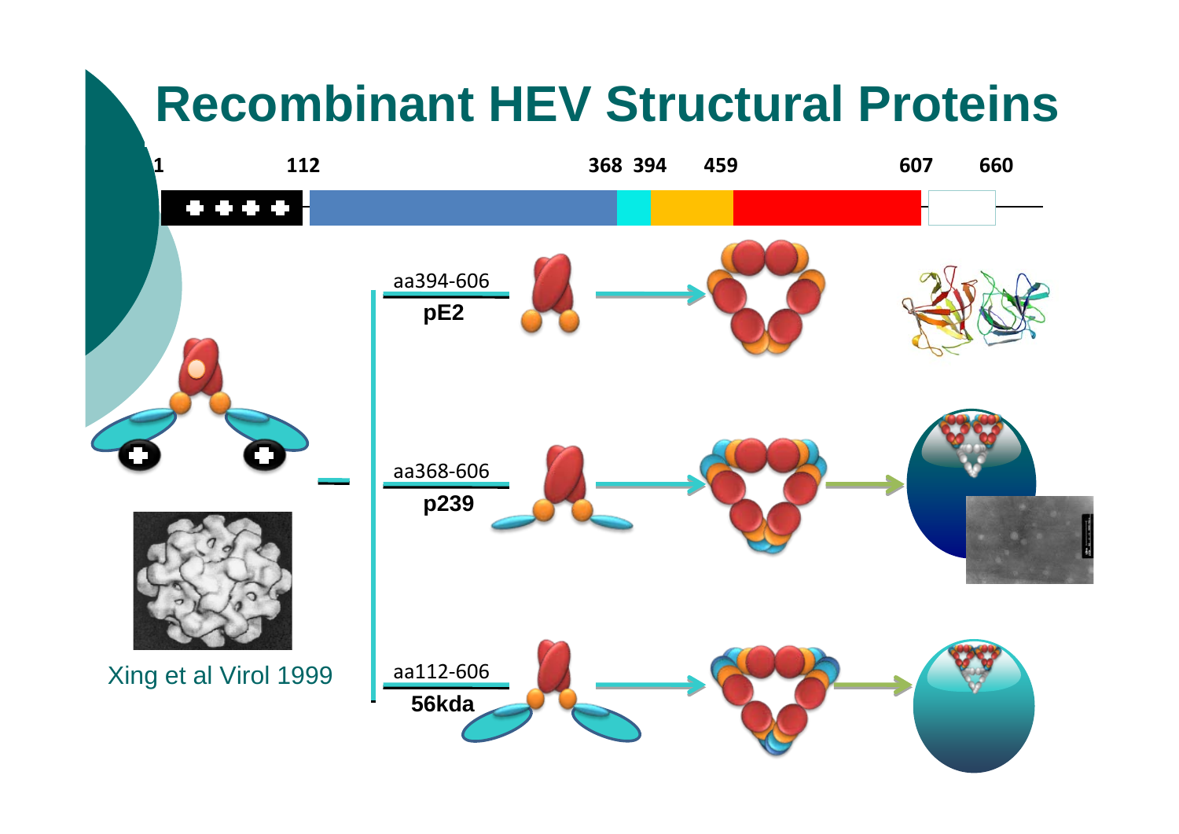# Recombinant HEV Structural Proteins

1 112 368 394 459 607 660

aa394-606
**pE2**

aa368-606
**p239**

aa112-606
**56kda**

Xing et al Virol 1999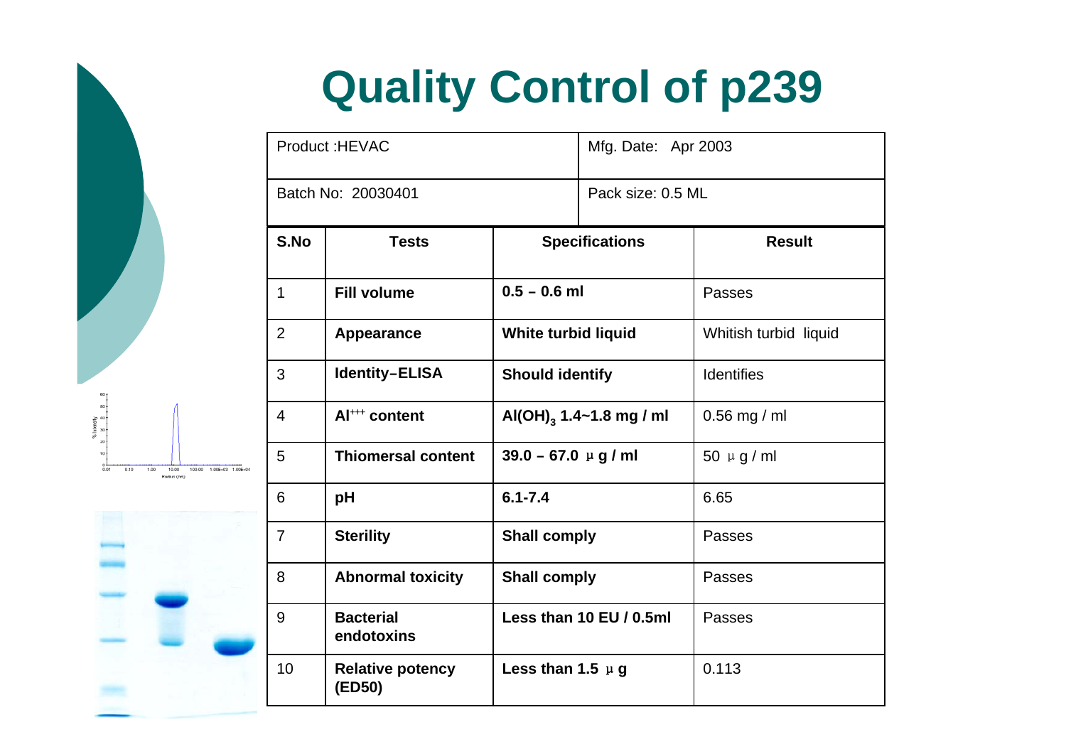# Quality Control of p239

| Product :HEVAC | | Mfg. Date: Apr 2003 | |
|---|---|---|---|
| Batch No: 20030401 | | Pack size: 0.5 ML | |

| S.No | Tests | Specifications | Result |
|---|---|---|---|
| 1 | **Fill volume** | **0.5 – 0.6 ml** | Passes |
| 2 | **Appearance** | **White turbid liquid** | Whitish turbid liquid |
| 3 | **Identity–ELISA** | **Should identify** | Identifies |
| 4 | **$Al^{+++}$ content** | **$Al(OH)_3$ 1.4~1.8 mg / ml** | 0.56 mg / ml |
| 5 | **Thiomersal content** | **39.0 – 67.0 μ g / ml** | 50 μ g / ml |
| 6 | **pH** | **6.1-7.4** | 6.65 |
| 7 | **Sterility** | **Shall comply** | Passes |
| 8 | **Abnormal toxicity** | **Shall comply** | Passes |
| 9 | **Bacterial endotoxins** | **Less than 10 EU / 0.5ml** | Passes |
| 10 | **Relative potency (ED50)** | **Less than 1.5 μ g** | 0.113 |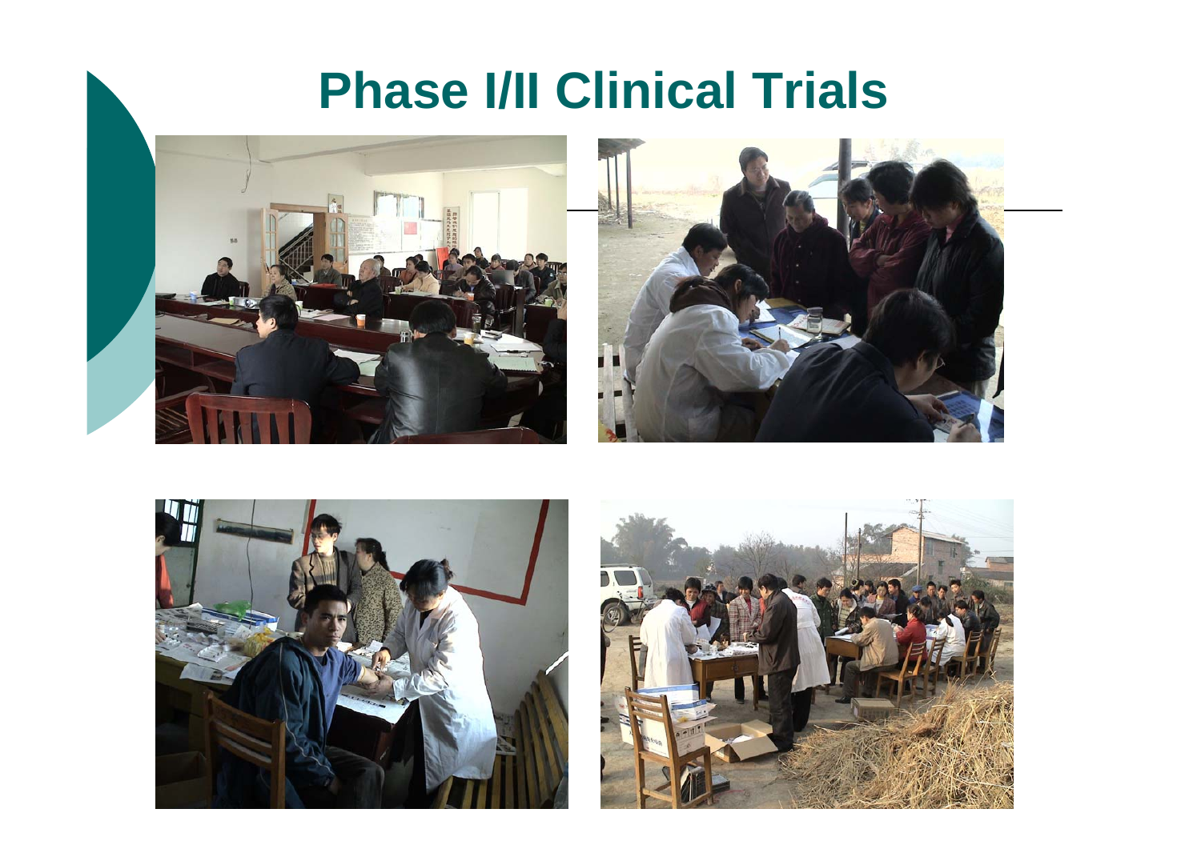# Phase I/II Clinical Trials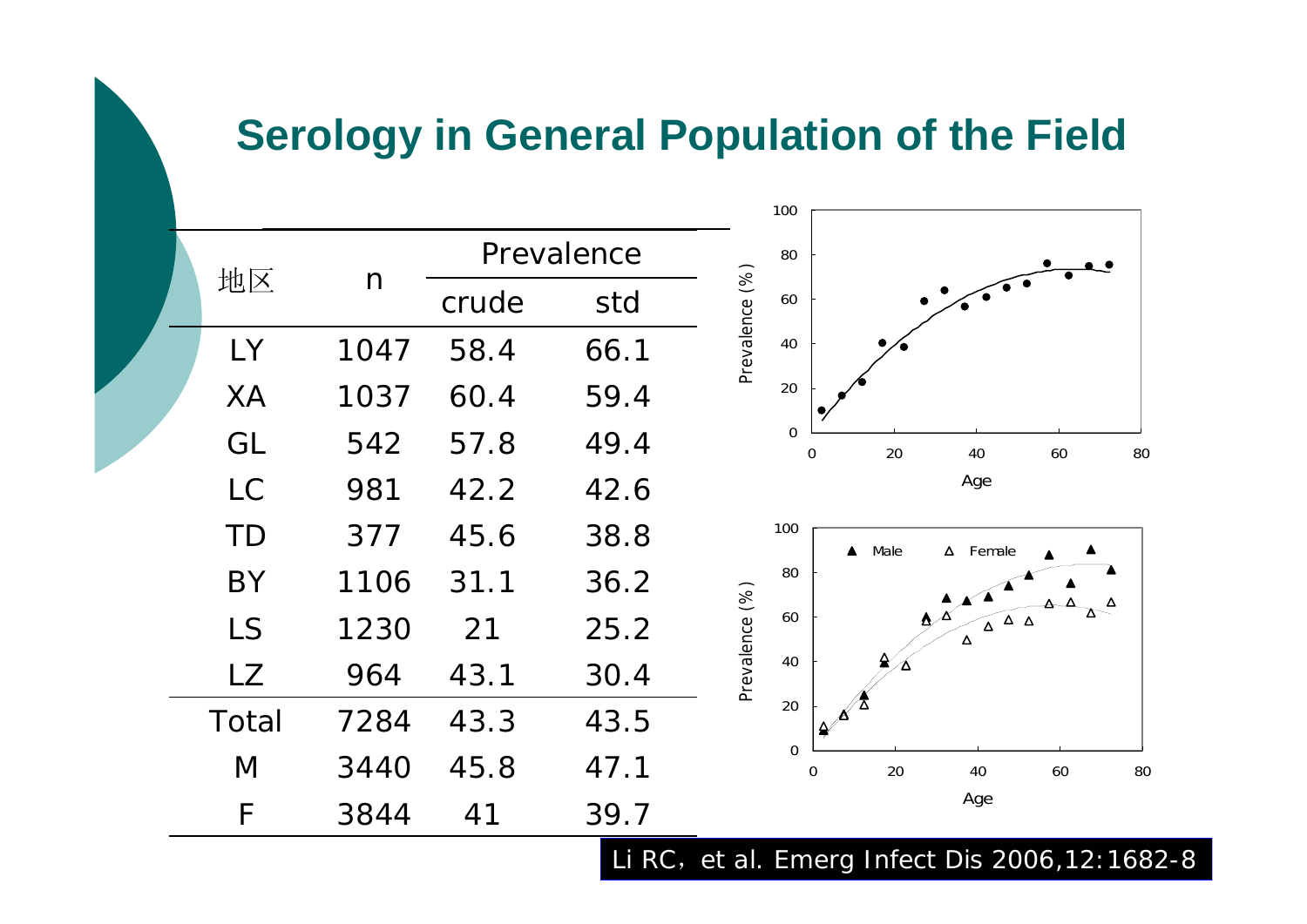# Serology in General Population of the Field

| 地区 | n | Prevalence | |
|---|---|---|---|
| | | crude | std |
| LY | 1047 | 58.4 | 66.1 |
| XA | 1037 | 60.4 | 59.4 |
| GL | 542 | 57.8 | 49.4 |
| LC | 981 | 42.2 | 42.6 |
| TD | 377 | 45.6 | 38.8 |
| BY | 1106 | 31.1 | 36.2 |
| LS | 1230 | 21 | 25.2 |
| LZ | 964 | 43.1 | 30.4 |
| Total | 7284 | 43.3 | 43.5 |
| M | 3440 | 45.8 | 47.1 |
| F | 3844 | 41 | 39.7 |

Li RC, et al. Emerg Infect Dis 2006,12:1682-8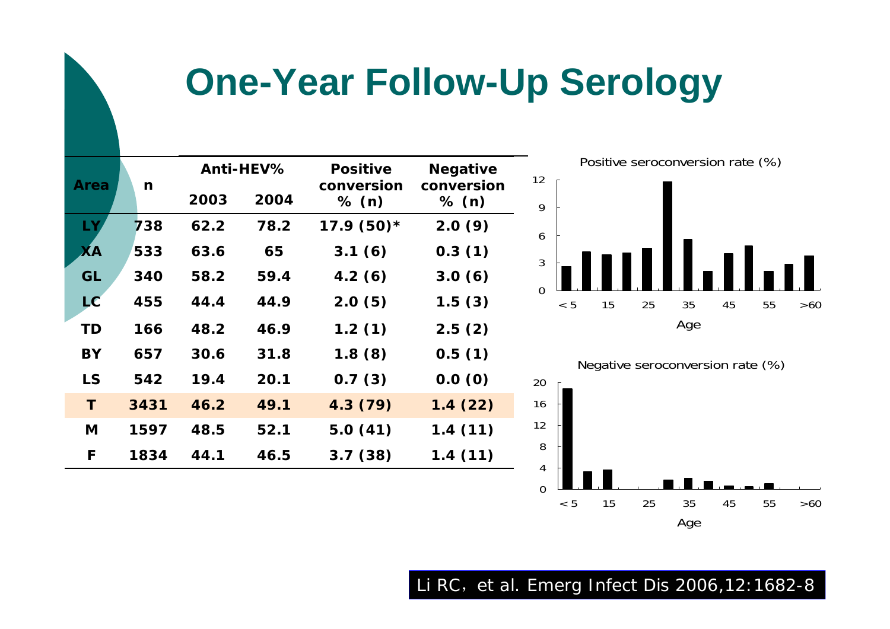# One-Year Follow-Up Serology

| Area | n | Anti-HEV% | | Positive conversion % (n) | Negative conversion % (n) |
|---|---|---|---|---|---|
| | | 2003 | 2004 | | |
| LY | 738 | 62.2 | 78.2 | 17.9 (50)* | 2.0 (9) |
| XA | 533 | 63.6 | 65 | 3.1 (6) | 0.3 (1) |
| GL | 340 | 58.2 | 59.4 | 4.2 (6) | 3.0 (6) |
| LC | 455 | 44.4 | 44.9 | 2.0 (5) | 1.5 (3) |
| TD | 166 | 48.2 | 46.9 | 1.2 (1) | 2.5 (2) |
| BY | 657 | 30.6 | 31.8 | 1.8 (8) | 0.5 (1) |
| LS | 542 | 19.4 | 20.1 | 0.7 (3) | 0.0 (0) |
| **T** | **3431** | **46.2** | **49.1** | **4.3 (79)** | **1.4 (22)** |
| M | 1597 | 48.5 | 52.1 | 5.0 (41) | 1.4 (11) |
| F | 1834 | 44.1 | 46.5 | 3.7 (38) | 1.4 (11) |

Positive seroconversion rate (%)

Negative seroconversion rate (%)

Li RC, et al. Emerg Infect Dis 2006,12:1682-8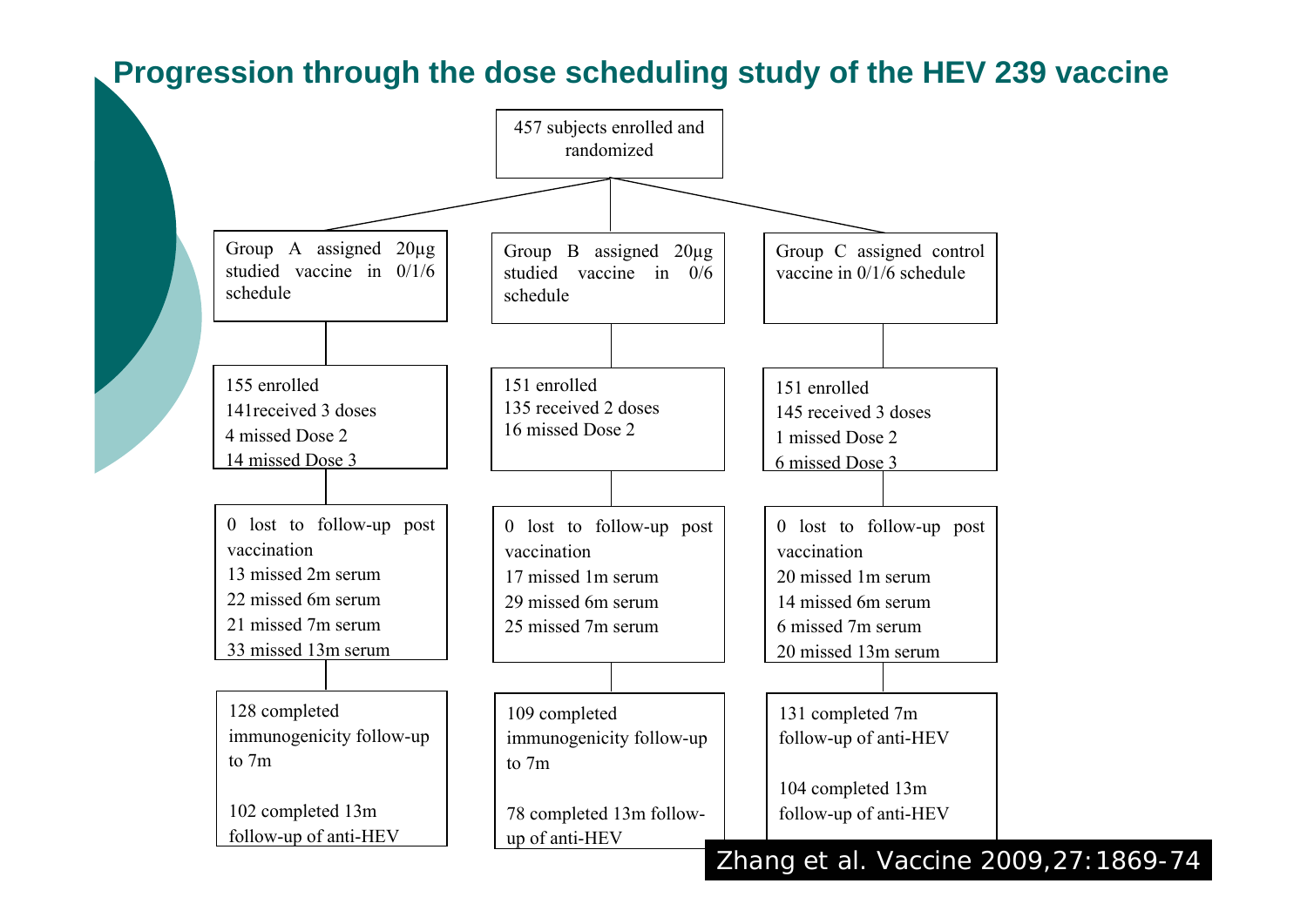# Progression through the dose scheduling study of the HEV 239 vaccine

457 subjects enrolled and randomized

| Group A | Group B | Group C |
|---|---|---|
| Group A assigned 20μg studied vaccine in 0/1/6 schedule | Group B assigned 20μg studied vaccine in 0/6 schedule | Group C assigned control vaccine in 0/1/6 schedule |
| 155 enrolled<br>141received 3 doses<br>4 missed Dose 2<br>14 missed Dose 3 | 151 enrolled<br>135 received 2 doses<br>16 missed Dose 2 | 151 enrolled<br>145 received 3 doses<br>1 missed Dose 2<br>6 missed Dose 3 |
| 0 lost to follow-up post vaccination<br>13 missed 2m serum<br>22 missed 6m serum<br>21 missed 7m serum<br>33 missed 13m serum | 0 lost to follow-up post vaccination<br>17 missed 1m serum<br>29 missed 6m serum<br>25 missed 7m serum | 0 lost to follow-up post vaccination<br>20 missed 1m serum<br>14 missed 6m serum<br>6 missed 7m serum<br>20 missed 13m serum |
| 128 completed immunogenicity follow-up to 7m<br><br>102 completed 13m follow-up of anti-HEV | 109 completed immunogenicity follow-up to 7m<br><br>78 completed 13m follow-up of anti-HEV | 131 completed 7m follow-up of anti-HEV<br><br>104 completed 13m follow-up of anti-HEV |

Zhang et al. Vaccine 2009,27:1869-74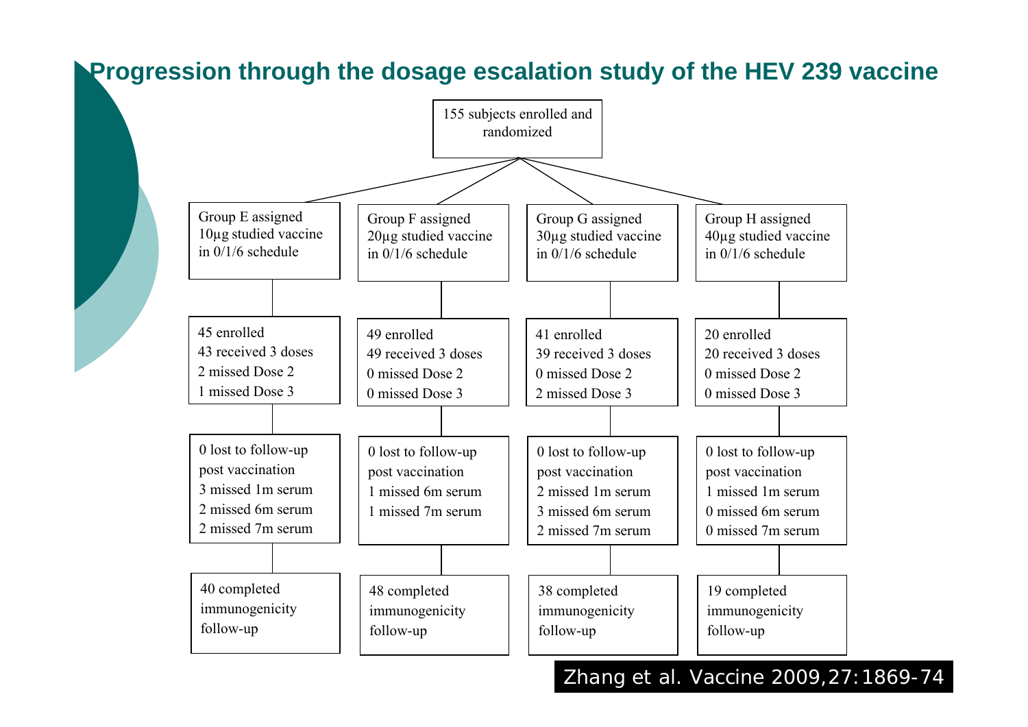# Progression through the dosage escalation study of the HEV 239 vaccine

155 subjects enrolled and randomized

| Group E | Group F | Group G | Group H |
|---|---|---|---|
| Group E assigned 10μg studied vaccine in 0/1/6 schedule | Group F assigned 20μg studied vaccine in 0/1/6 schedule | Group G assigned 30μg studied vaccine in 0/1/6 schedule | Group H assigned 40μg studied vaccine in 0/1/6 schedule |
| 45 enrolled<br>43 received 3 doses<br>2 missed Dose 2<br>1 missed Dose 3 | 49 enrolled<br>49 received 3 doses<br>0 missed Dose 2<br>0 missed Dose 3 | 41 enrolled<br>39 received 3 doses<br>0 missed Dose 2<br>2 missed Dose 3 | 20 enrolled<br>20 received 3 doses<br>0 missed Dose 2<br>0 missed Dose 3 |
| 0 lost to follow-up post vaccination<br>3 missed 1m serum<br>2 missed 6m serum<br>2 missed 7m serum | 0 lost to follow-up post vaccination<br>1 missed 6m serum<br>1 missed 7m serum | 0 lost to follow-up post vaccination<br>2 missed 1m serum<br>3 missed 6m serum<br>2 missed 7m serum | 0 lost to follow-up post vaccination<br>1 missed 1m serum<br>0 missed 6m serum<br>0 missed 7m serum |
| 40 completed immunogenicity follow-up | 48 completed immunogenicity follow-up | 38 completed immunogenicity follow-up | 19 completed immunogenicity follow-up |

Zhang et al. Vaccine 2009,27:1869-74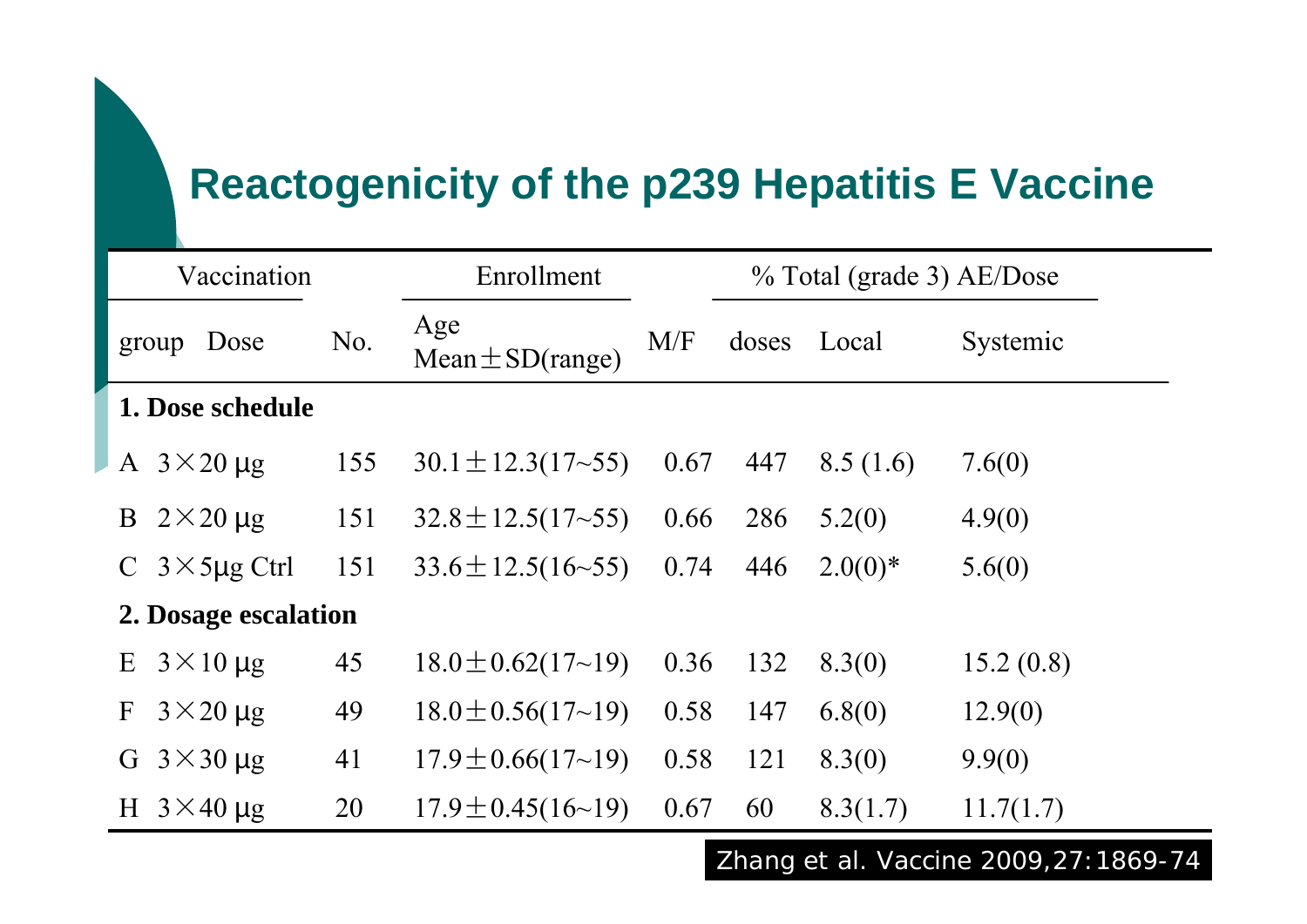# Reactogenicity of the p239 Hepatitis E Vaccine

| Vaccination | | Enrollment | | | % Total (grade 3) AE/Dose | | |
|---|---|---|---|---|---|---|---|
| group | Dose | No. | Age Mean±SD(range) | M/F | doses | Local | Systemic |
| **1. Dose schedule** | | | | | | | |
| A | 3×20 μg | 155 | 30.1±12.3(17~55) | 0.67 | 447 | 8.5 (1.6) | 7.6(0) |
| B | 2×20 μg | 151 | 32.8±12.5(17~55) | 0.66 | 286 | 5.2(0) | 4.9(0) |
| C | 3×5μg Ctrl | 151 | 33.6±12.5(16~55) | 0.74 | 446 | 2.0(0)* | 5.6(0) |
| **2. Dosage escalation** | | | | | | | |
| E | 3×10 μg | 45 | 18.0±0.62(17~19) | 0.36 | 132 | 8.3(0) | 15.2 (0.8) |
| F | 3×20 μg | 49 | 18.0±0.56(17~19) | 0.58 | 147 | 6.8(0) | 12.9(0) |
| G | 3×30 μg | 41 | 17.9±0.66(17~19) | 0.58 | 121 | 8.3(0) | 9.9(0) |
| H | 3×40 μg | 20 | 17.9±0.45(16~19) | 0.67 | 60 | 8.3(1.7) | 11.7(1.7) |

Zhang et al. Vaccine 2009,27:1869-74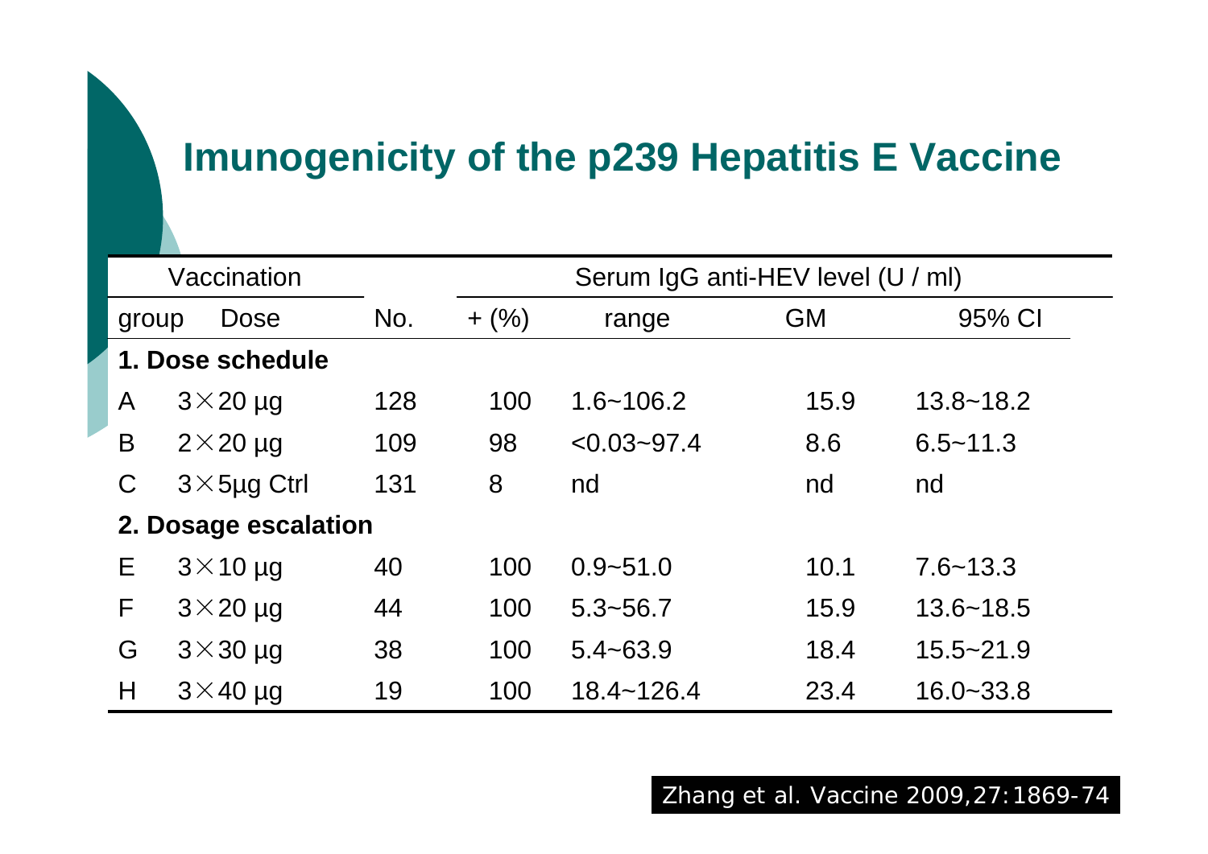# Imunogenicity of the p239 Hepatitis E Vaccine

| Vaccination | | | Serum IgG anti-HEV level (U / ml) | | | |
|---|---|---|---|---|---|---|
| group | Dose | No. | + (%) | range | GM | 95% CI |
| **1. Dose schedule** | | | | | | |
| A | 3×20 µg | 128 | 100 | 1.6~106.2 | 15.9 | 13.8~18.2 |
| B | 2×20 µg | 109 | 98 | <0.03~97.4 | 8.6 | 6.5~11.3 |
| C | 3×5µg Ctrl | 131 | 8 | nd | nd | nd |
| **2. Dosage escalation** | | | | | | |
| E | 3×10 µg | 40 | 100 | 0.9~51.0 | 10.1 | 7.6~13.3 |
| F | 3×20 µg | 44 | 100 | 5.3~56.7 | 15.9 | 13.6~18.5 |
| G | 3×30 µg | 38 | 100 | 5.4~63.9 | 18.4 | 15.5~21.9 |
| H | 3×40 µg | 19 | 100 | 18.4~126.4 | 23.4 | 16.0~33.8 |

Zhang et al. Vaccine 2009,27:1869-74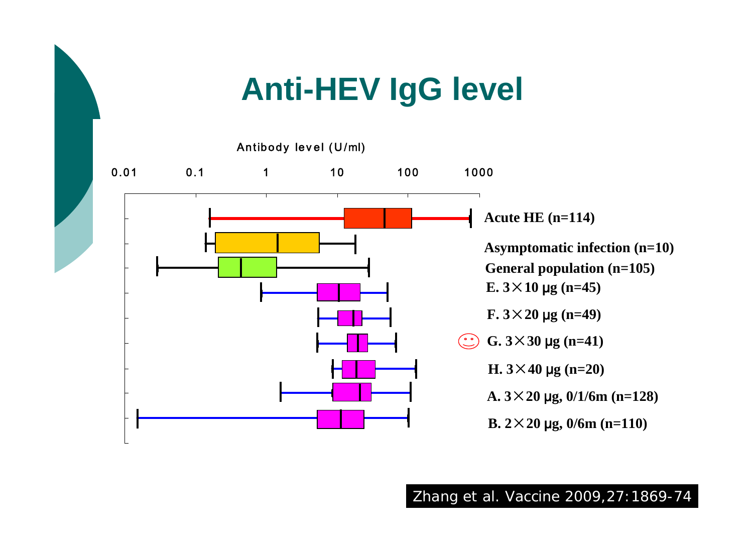# Anti-HEV IgG level

Antibody level (U/ml)

0.01 0.1 1 10 100 1000

Acute HE (n=114)

Asymptomatic infection (n=10)

General population (n=105)

E. 3×10 μg (n=45)

F. 3×20 μg (n=49)

G. 3×30 μg (n=41)

H. 3×40 μg (n=20)

A. 3×20 μg, 0/1/6m (n=128)

B. 2×20 μg, 0/6m (n=110)

Zhang et al. Vaccine 2009,27:1869-74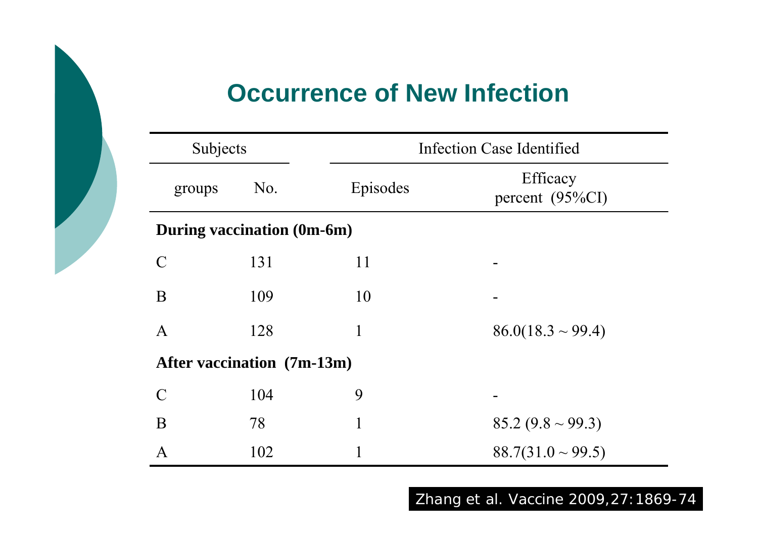# Occurrence of New Infection

| Subjects | | Infection Case Identified | |
|---|---|---|---|
| groups | No. | Episodes | Efficacy percent (95%CI) |
| **During vaccination (0m-6m)** | | | |
| C | 131 | 11 | - |
| B | 109 | 10 | - |
| A | 128 | 1 | 86.0(18.3 ~ 99.4) |
| **After vaccination (7m-13m)** | | | |
| C | 104 | 9 | - |
| B | 78 | 1 | 85.2 (9.8 ~ 99.3) |
| A | 102 | 1 | 88.7(31.0 ~ 99.5) |

Zhang et al. Vaccine 2009,27:1869-74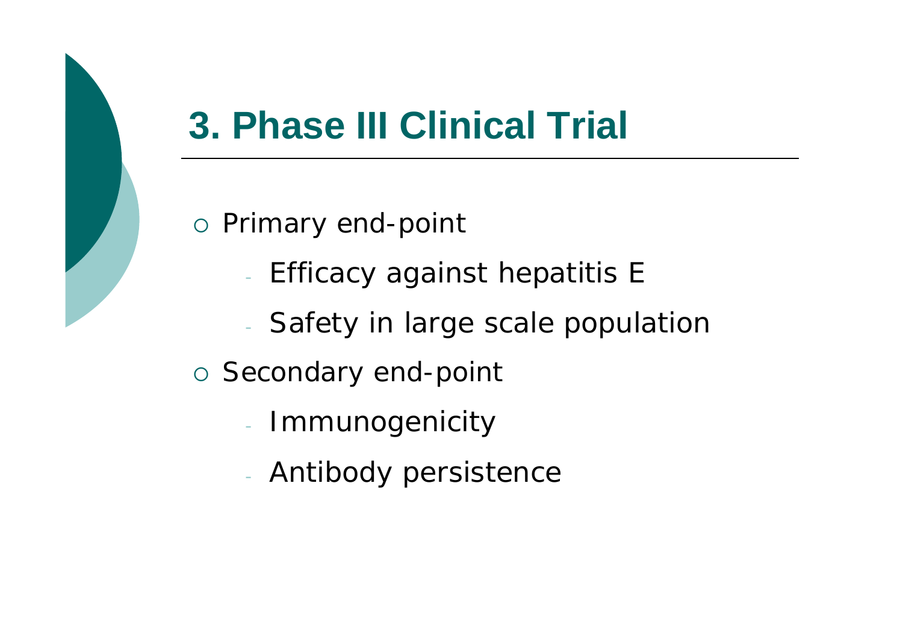# 3. Phase III Clinical Trial

- Primary end-point
  - Efficacy against hepatitis E
  - Safety in large scale population
- Secondary end-point
  - Immunogenicity
  - Antibody persistence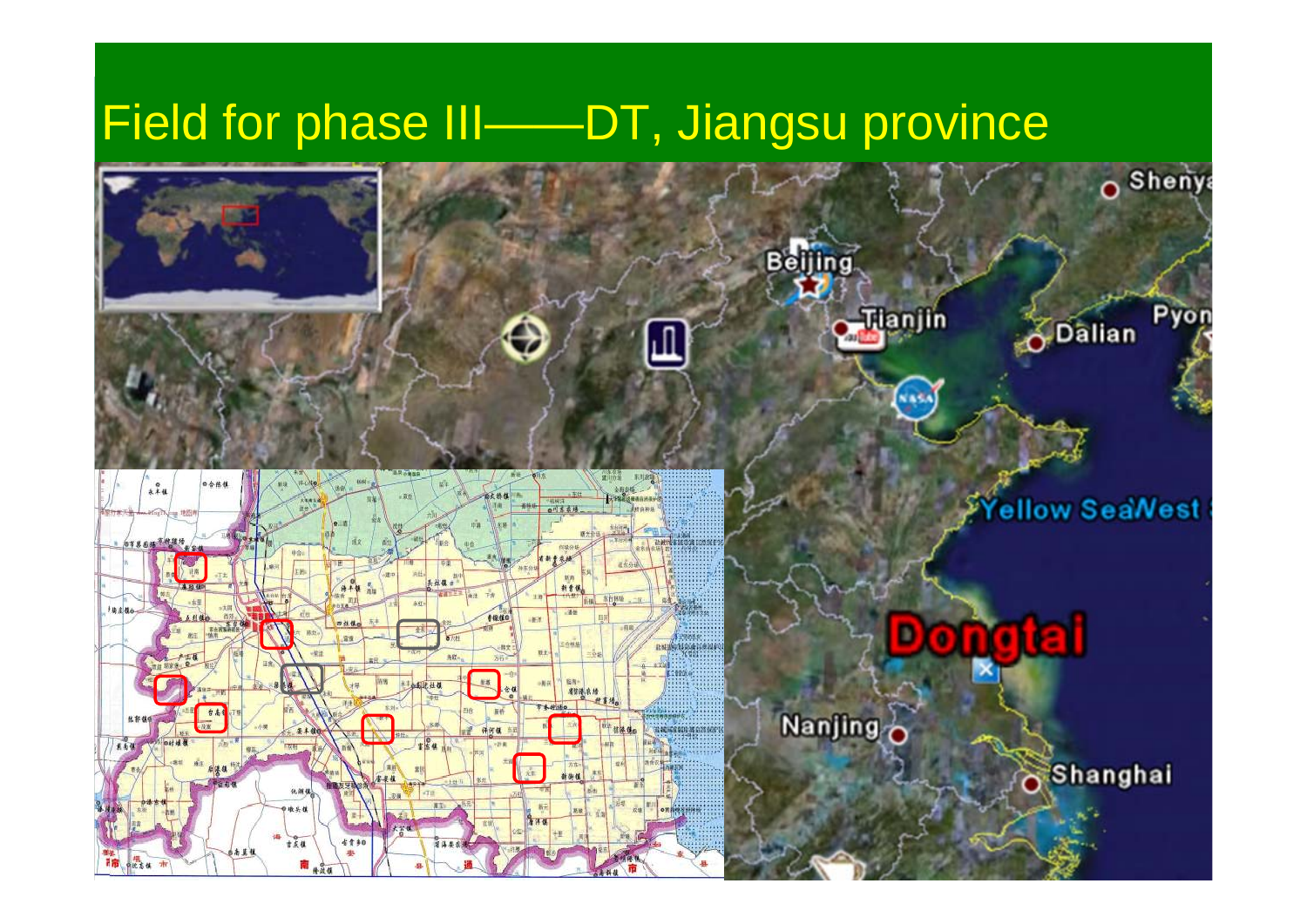# Field for phase III——DT, Jiangsu province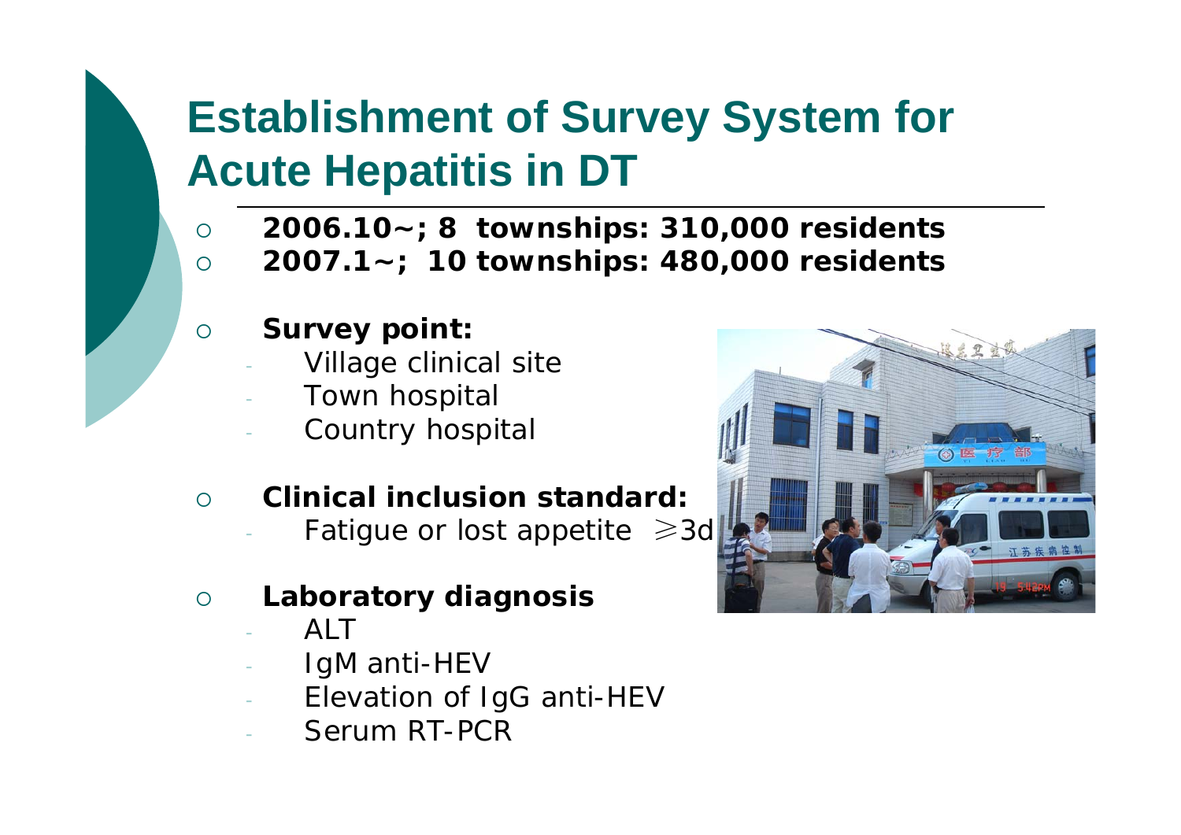# Establishment of Survey System for Acute Hepatitis in DT

- **2006.10~; 8 townships: 310,000 residents**
- **2007.1~; 10 townships: 480,000 residents**

- **Survey point:**
  - Village clinical site
  - Town hospital
  - Country hospital

- **Clinical inclusion standard:**
  - Fatigue or lost appetite ≥3d

- **Laboratory diagnosis**
  - ALT
  - IgM anti-HEV
  - Elevation of IgG anti-HEV
  - Serum RT-PCR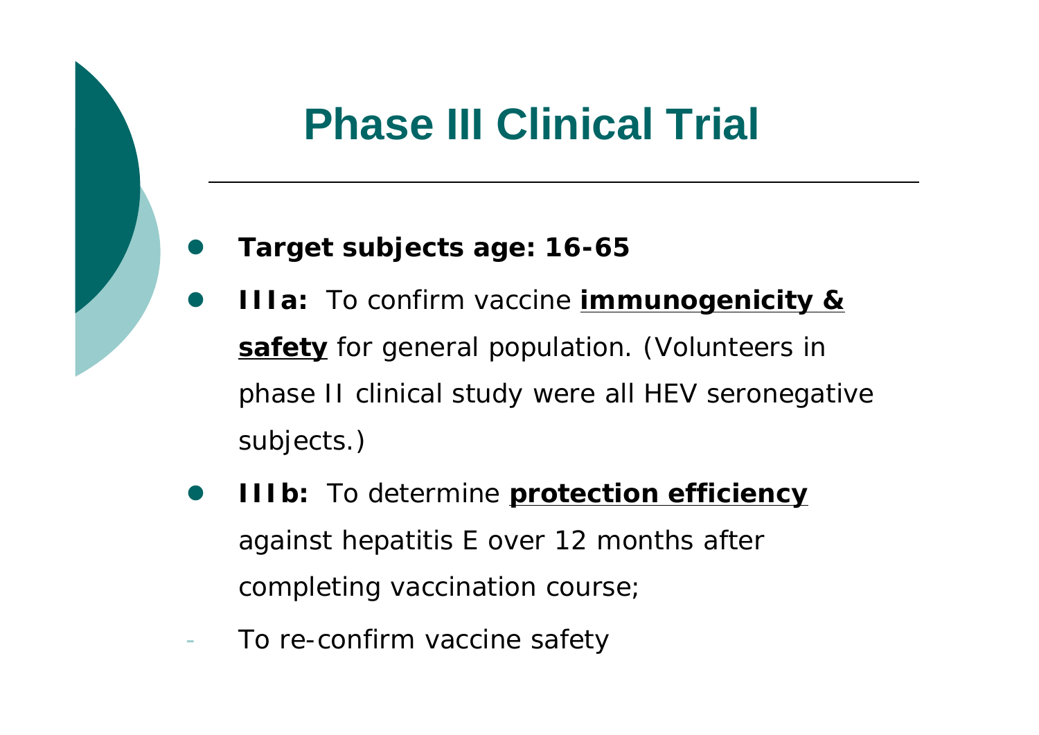# Phase III Clinical Trial

- **Target subjects age: 16-65**
- **IIIa:** To confirm vaccine **immunogenicity & safety** for general population. (Volunteers in phase II clinical study were all HEV seronegative subjects.)
- **IIIb:** To determine **protection efficiency** against hepatitis E over 12 months after completing vaccination course;
- To re-confirm vaccine safety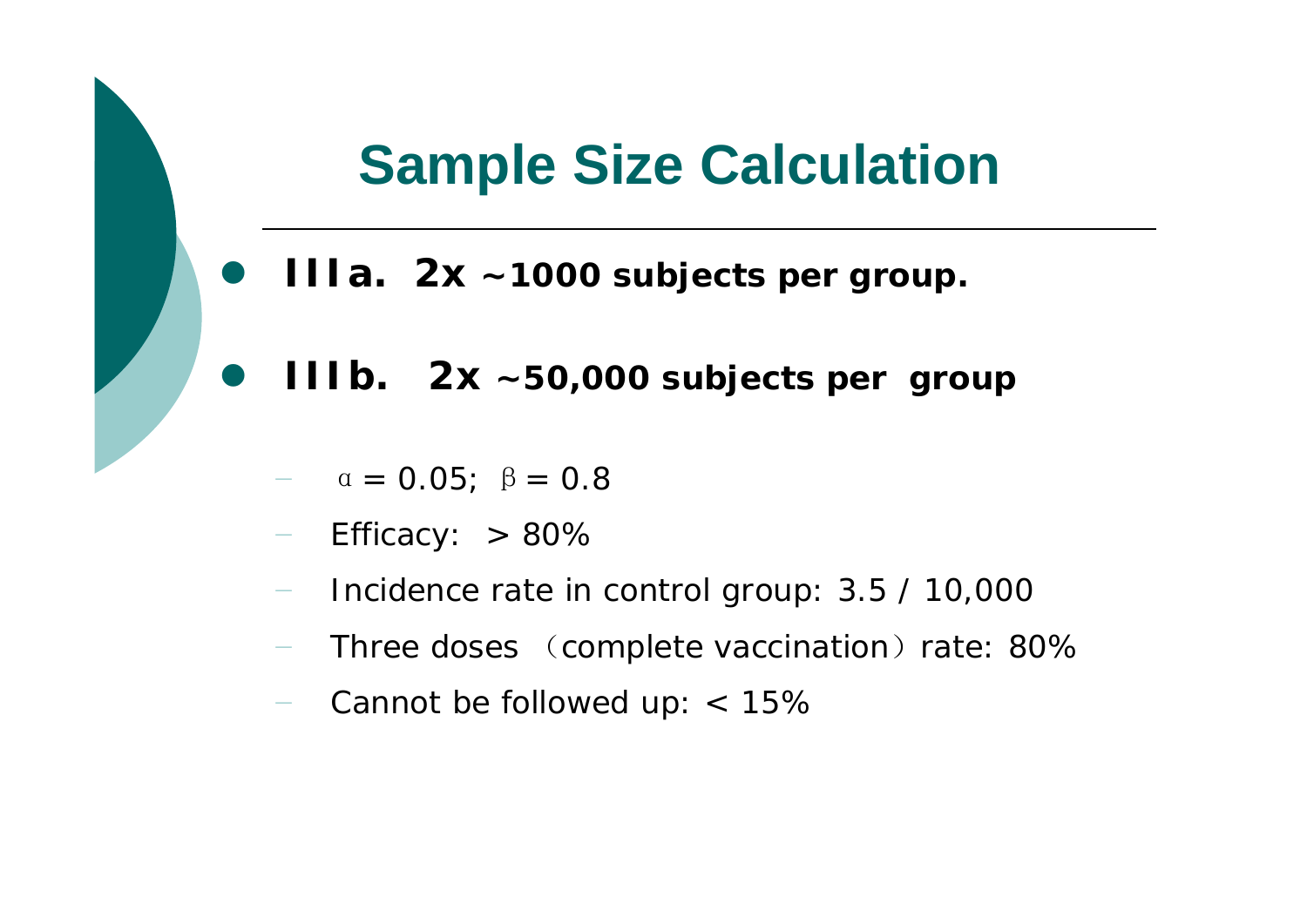# Sample Size Calculation

- **IIIa. 2x ~1000 subjects per group.**
- **IIIb. 2x ~50,000 subjects per group**
  - $\alpha = 0.05$; $\beta = 0.8$
  - Efficacy: > 80%
  - Incidence rate in control group: 3.5 / 10,000
  - Three doses （complete vaccination）rate: 80%
  - Cannot be followed up: < 15%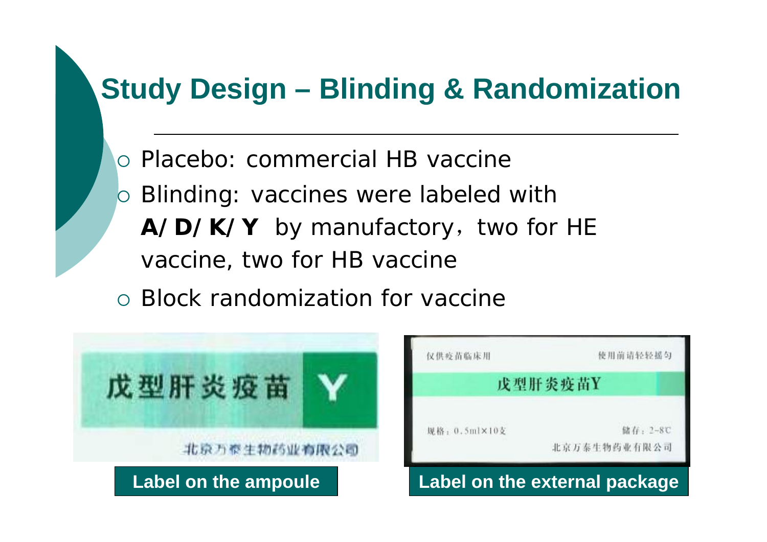# Study Design – Blinding & Randomization

- Placebo: commercial HB vaccine
- Blinding: vaccines were labeled with **A/D/K/Y** by manufactory，two for HE vaccine, two for HB vaccine
- Block randomization for vaccine

戊型肝炎疫苗 Y

北京万泰生物药业有限公司

**Label on the ampoule**

仅供疫苗临床用　　使用前请轻轻摇匀

戊型肝炎疫苗Y

规格：0.5ml×10支　　储存：2~8℃

北京万泰生物药业有限公司

**Label on the external package**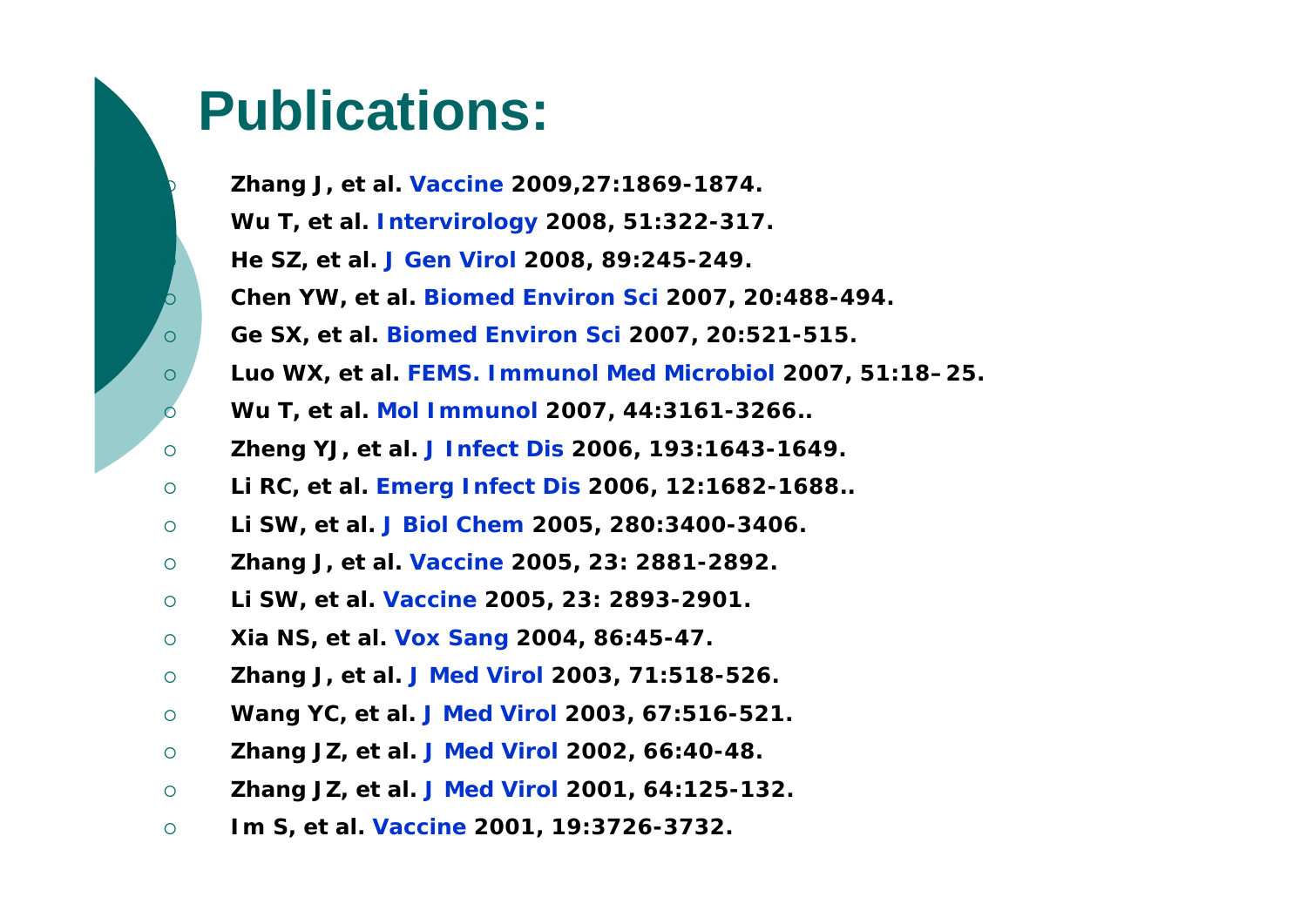# Publications:

- Zhang J, et al. Vaccine 2009,27:1869-1874.
- Wu T, et al. Intervirology 2008, 51:322-317.
- He SZ, et al. J Gen Virol 2008, 89:245-249.
- Chen YW, et al. Biomed Environ Sci 2007, 20:488-494.
- Ge SX, et al. Biomed Environ Sci 2007, 20:521-515.
- Luo WX, et al. FEMS. Immunol Med Microbiol 2007, 51:18–25.
- Wu T, et al. Mol Immunol 2007, 44:3161-3266..
- Zheng YJ, et al. J Infect Dis 2006, 193:1643-1649.
- Li RC, et al. Emerg Infect Dis 2006, 12:1682-1688..
- Li SW, et al. J Biol Chem 2005, 280:3400-3406.
- Zhang J, et al. Vaccine 2005, 23: 2881-2892.
- Li SW, et al. Vaccine 2005, 23: 2893-2901.
- Xia NS, et al. Vox Sang 2004, 86:45-47.
- Zhang J, et al. J Med Virol 2003, 71:518-526.
- Wang YC, et al. J Med Virol 2003, 67:516-521.
- Zhang JZ, et al. J Med Virol 2002, 66:40-48.
- Zhang JZ, et al. J Med Virol 2001, 64:125-132.
- Im S, et al. Vaccine 2001, 19:3726-3732.